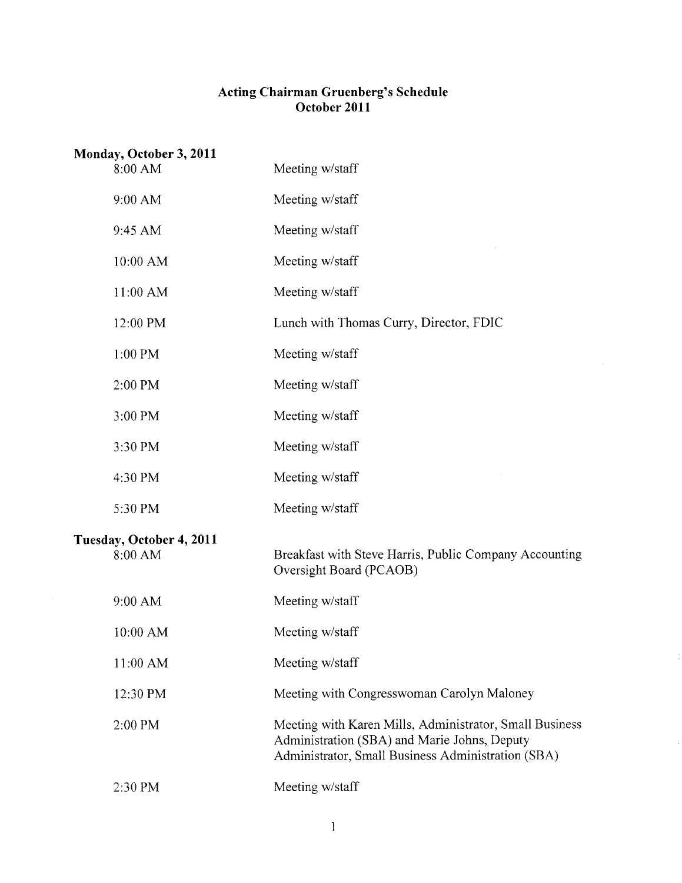# Acting Chairman Gruenberg's Schedule
## October 2011

### Monday, October 3, 2011

| | |
|---|---|
| 8:00 AM | Meeting w/staff |
| 9:00 AM | Meeting w/staff |
| 9:45 AM | Meeting w/staff |
| 10:00 AM | Meeting w/staff |
| 11:00 AM | Meeting w/staff |
| 12:00 PM | Lunch with Thomas Curry, Director, FDIC |
| 1:00 PM | Meeting w/staff |
| 2:00 PM | Meeting w/staff |
| 3:00 PM | Meeting w/staff |
| 3:30 PM | Meeting w/staff |
| 4:30 PM | Meeting w/staff |
| 5:30 PM | Meeting w/staff |

### Tuesday, October 4, 2011

| | |
|---|---|
| 8:00 AM | Breakfast with Steve Harris, Public Company Accounting Oversight Board (PCAOB) |
| 9:00 AM | Meeting w/staff |
| 10:00 AM | Meeting w/staff |
| 11:00 AM | Meeting w/staff |
| 12:30 PM | Meeting with Congresswoman Carolyn Maloney |
| 2:00 PM | Meeting with Karen Mills, Administrator, Small Business Administration (SBA) and Marie Johns, Deputy Administrator, Small Business Administration (SBA) |
| 2:30 PM | Meeting w/staff |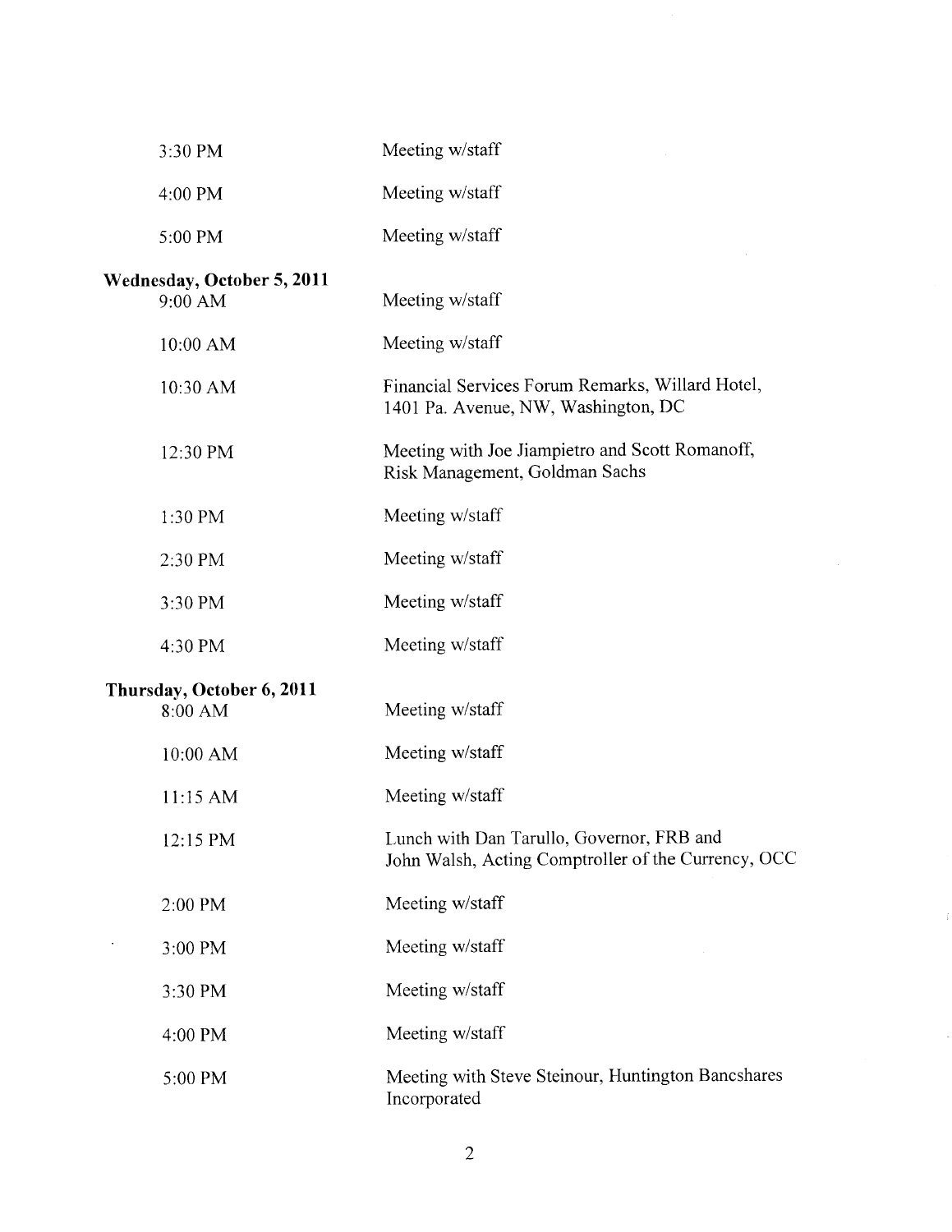| | |
|---|---|
| 3:30 PM | Meeting w/staff |
| 4:00 PM | Meeting w/staff |
| 5:00 PM | Meeting w/staff |

**Wednesday, October 5, 2011**

| | |
|---|---|
| 9:00 AM | Meeting w/staff |
| 10:00 AM | Meeting w/staff |
| 10:30 AM | Financial Services Forum Remarks, Willard Hotel, 1401 Pa. Avenue, NW, Washington, DC |
| 12:30 PM | Meeting with Joe Jiampietro and Scott Romanoff, Risk Management, Goldman Sachs |
| 1:30 PM | Meeting w/staff |
| 2:30 PM | Meeting w/staff |
| 3:30 PM | Meeting w/staff |
| 4:30 PM | Meeting w/staff |

**Thursday, October 6, 2011**

| | |
|---|---|
| 8:00 AM | Meeting w/staff |
| 10:00 AM | Meeting w/staff |
| 11:15 AM | Meeting w/staff |
| 12:15 PM | Lunch with Dan Tarullo, Governor, FRB and John Walsh, Acting Comptroller of the Currency, OCC |
| 2:00 PM | Meeting w/staff |
| 3:00 PM | Meeting w/staff |
| 3:30 PM | Meeting w/staff |
| 4:00 PM | Meeting w/staff |
| 5:00 PM | Meeting with Steve Steinour, Huntington Bancshares Incorporated |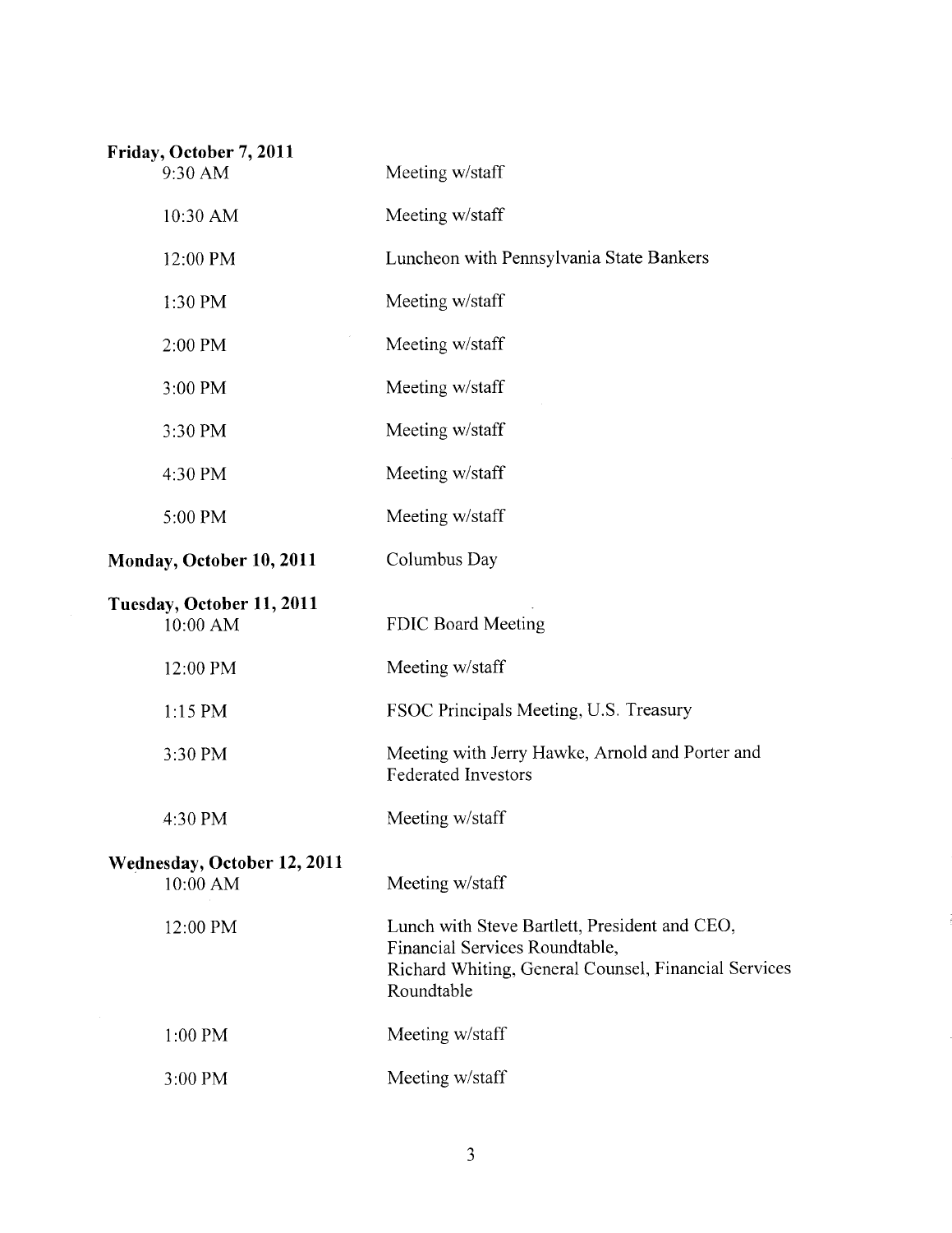**Friday, October 7, 2011**

| | |
|---|---|
| 9:30 AM | Meeting w/staff |
| 10:30 AM | Meeting w/staff |
| 12:00 PM | Luncheon with Pennsylvania State Bankers |
| 1:30 PM | Meeting w/staff |
| 2:00 PM | Meeting w/staff |
| 3:00 PM | Meeting w/staff |
| 3:30 PM | Meeting w/staff |
| 4:30 PM | Meeting w/staff |
| 5:00 PM | Meeting w/staff |

**Monday, October 10, 2011** Columbus Day

**Tuesday, October 11, 2011**

| | |
|---|---|
| 10:00 AM | FDIC Board Meeting |
| 12:00 PM | Meeting w/staff |
| 1:15 PM | FSOC Principals Meeting, U.S. Treasury |
| 3:30 PM | Meeting with Jerry Hawke, Arnold and Porter and Federated Investors |
| 4:30 PM | Meeting w/staff |

**Wednesday, October 12, 2011**

| | |
|---|---|
| 10:00 AM | Meeting w/staff |
| 12:00 PM | Lunch with Steve Bartlett, President and CEO, Financial Services Roundtable, Richard Whiting, General Counsel, Financial Services Roundtable |
| 1:00 PM | Meeting w/staff |
| 3:00 PM | Meeting w/staff |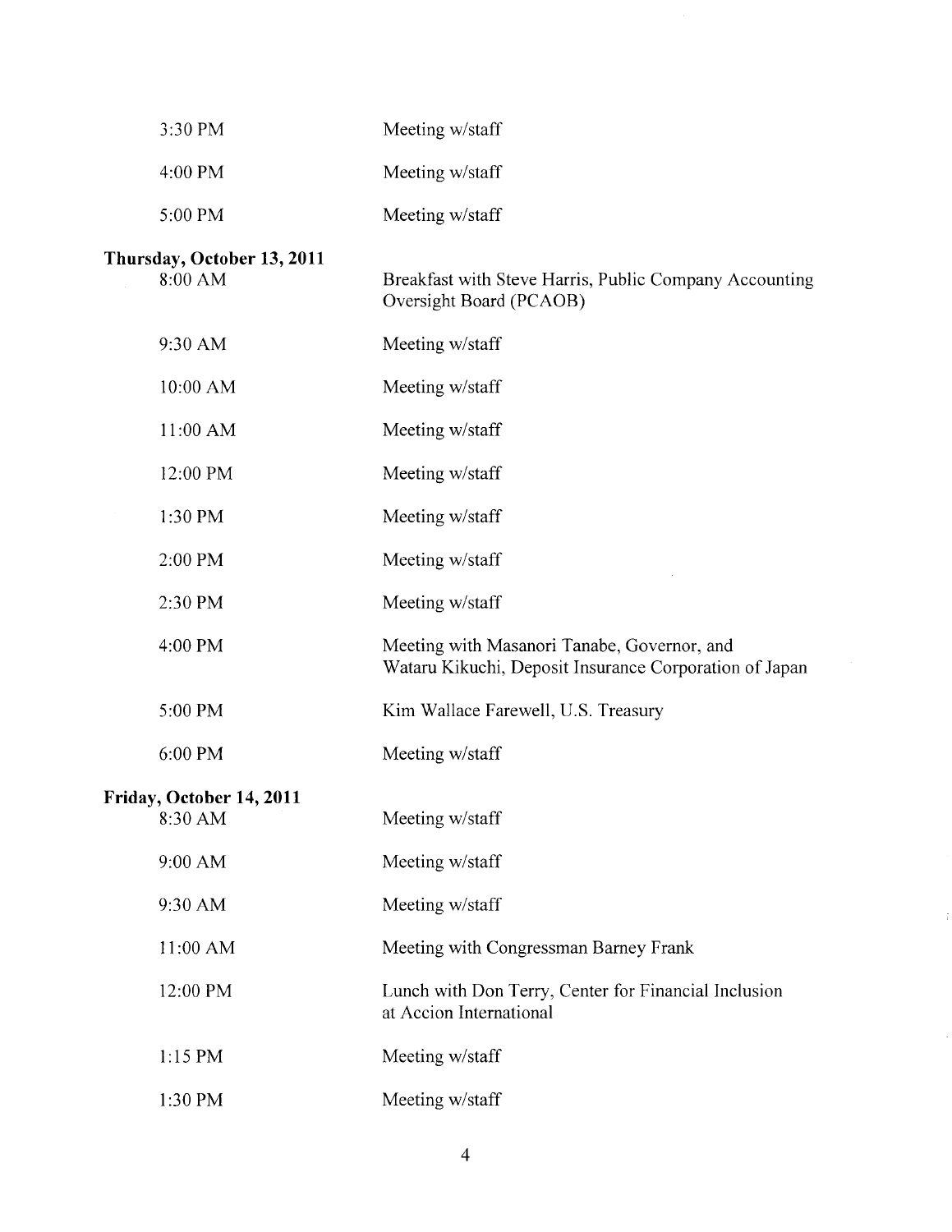| | |
|---|---|
| 3:30 PM | Meeting w/staff |
| 4:00 PM | Meeting w/staff |
| 5:00 PM | Meeting w/staff |

**Thursday, October 13, 2011**

| | |
|---|---|
| 8:00 AM | Breakfast with Steve Harris, Public Company Accounting Oversight Board (PCAOB) |
| 9:30 AM | Meeting w/staff |
| 10:00 AM | Meeting w/staff |
| 11:00 AM | Meeting w/staff |
| 12:00 PM | Meeting w/staff |
| 1:30 PM | Meeting w/staff |
| 2:00 PM | Meeting w/staff |
| 2:30 PM | Meeting w/staff |
| 4:00 PM | Meeting with Masanori Tanabe, Governor, and Wataru Kikuchi, Deposit Insurance Corporation of Japan |
| 5:00 PM | Kim Wallace Farewell, U.S. Treasury |
| 6:00 PM | Meeting w/staff |

**Friday, October 14, 2011**

| | |
|---|---|
| 8:30 AM | Meeting w/staff |
| 9:00 AM | Meeting w/staff |
| 9:30 AM | Meeting w/staff |
| 11:00 AM | Meeting with Congressman Barney Frank |
| 12:00 PM | Lunch with Don Terry, Center for Financial Inclusion at Accion International |
| 1:15 PM | Meeting w/staff |
| 1:30 PM | Meeting w/staff |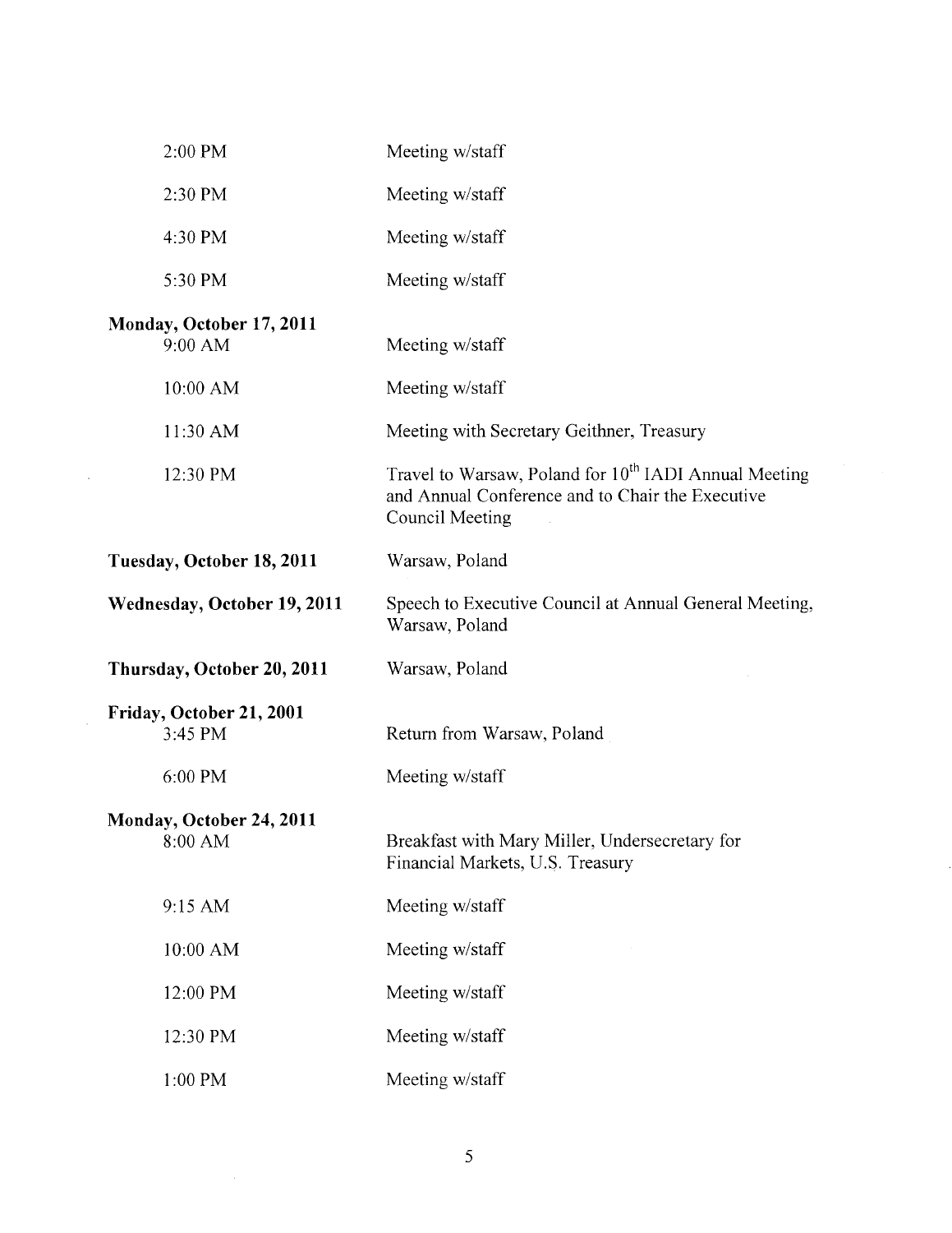| | |
|---|---|
| 2:00 PM | Meeting w/staff |
| 2:30 PM | Meeting w/staff |
| 4:30 PM | Meeting w/staff |
| 5:30 PM | Meeting w/staff |
| **Monday, October 17, 2011** | |
| 9:00 AM | Meeting w/staff |
| 10:00 AM | Meeting w/staff |
| 11:30 AM | Meeting with Secretary Geithner, Treasury |
| 12:30 PM | Travel to Warsaw, Poland for 10th IADI Annual Meeting and Annual Conference and to Chair the Executive Council Meeting |
| **Tuesday, October 18, 2011** | Warsaw, Poland |
| **Wednesday, October 19, 2011** | Speech to Executive Council at Annual General Meeting, Warsaw, Poland |
| **Thursday, October 20, 2011** | Warsaw, Poland |
| **Friday, October 21, 2001** | |
| 3:45 PM | Return from Warsaw, Poland |
| 6:00 PM | Meeting w/staff |
| **Monday, October 24, 2011** | |
| 8:00 AM | Breakfast with Mary Miller, Undersecretary for Financial Markets, U.S. Treasury |
| 9:15 AM | Meeting w/staff |
| 10:00 AM | Meeting w/staff |
| 12:00 PM | Meeting w/staff |
| 12:30 PM | Meeting w/staff |
| 1:00 PM | Meeting w/staff |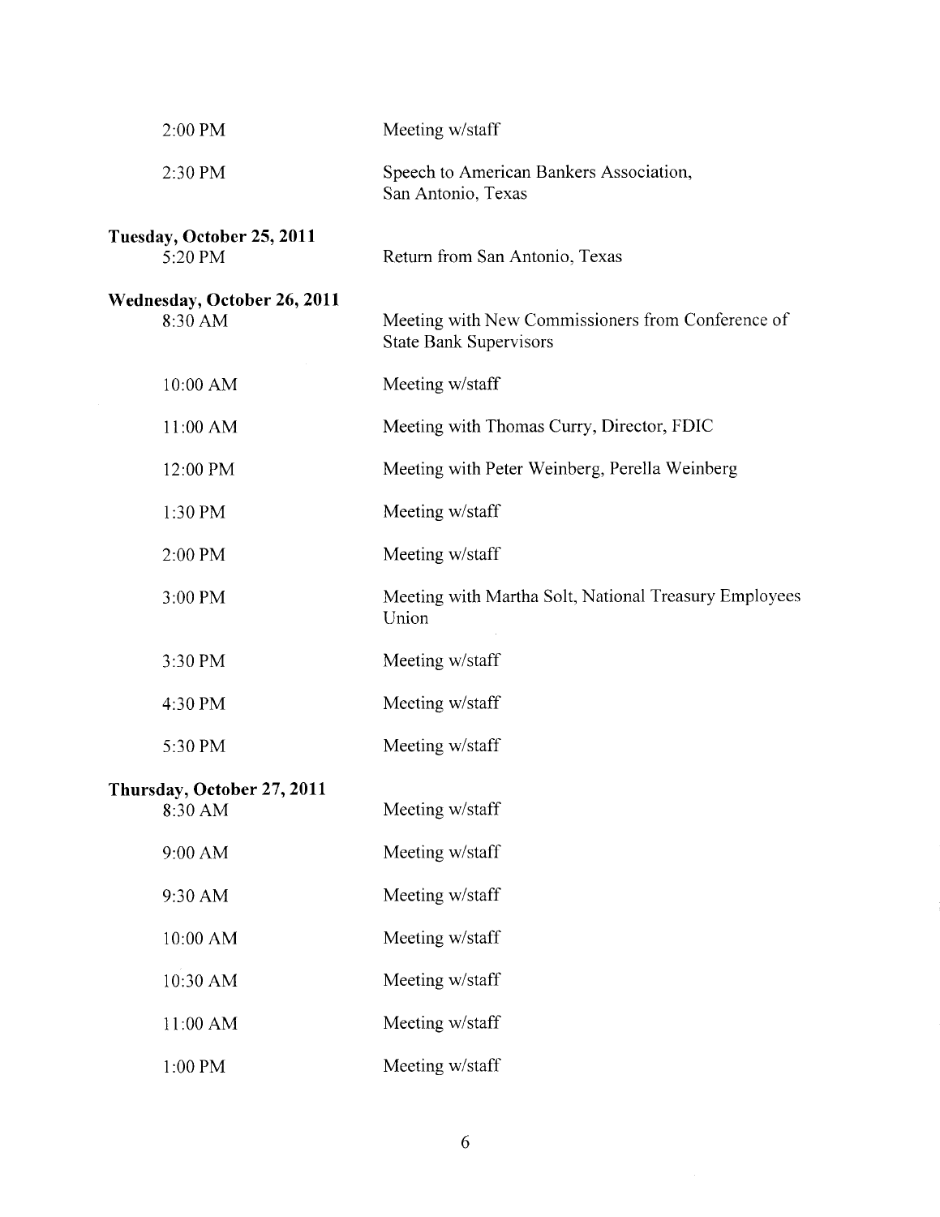| | |
|---|---|
| 2:00 PM | Meeting w/staff |
| 2:30 PM | Speech to American Bankers Association, San Antonio, Texas |

**Tuesday, October 25, 2011**

| | |
|---|---|
| 5:20 PM | Return from San Antonio, Texas |

**Wednesday, October 26, 2011**

| | |
|---|---|
| 8:30 AM | Meeting with New Commissioners from Conference of State Bank Supervisors |
| 10:00 AM | Meeting w/staff |
| 11:00 AM | Meeting with Thomas Curry, Director, FDIC |
| 12:00 PM | Meeting with Peter Weinberg, Perella Weinberg |
| 1:30 PM | Meeting w/staff |
| 2:00 PM | Meeting w/staff |
| 3:00 PM | Meeting with Martha Solt, National Treasury Employees Union |
| 3:30 PM | Meeting w/staff |
| 4:30 PM | Meeting w/staff |
| 5:30 PM | Meeting w/staff |

**Thursday, October 27, 2011**

| | |
|---|---|
| 8:30 AM | Meeting w/staff |
| 9:00 AM | Meeting w/staff |
| 9:30 AM | Meeting w/staff |
| 10:00 AM | Meeting w/staff |
| 10:30 AM | Meeting w/staff |
| 11:00 AM | Meeting w/staff |
| 1:00 PM | Meeting w/staff |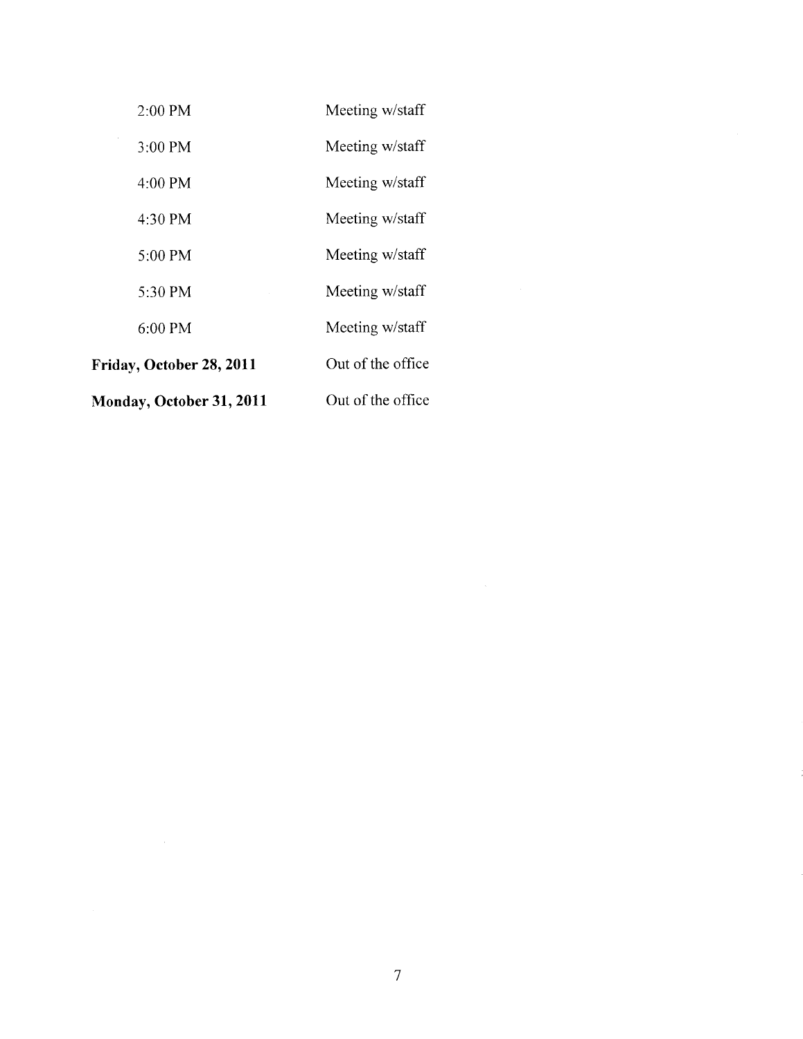| | |
|---|---|
| 2:00 PM | Meeting w/staff |
| 3:00 PM | Meeting w/staff |
| 4:00 PM | Meeting w/staff |
| 4:30 PM | Meeting w/staff |
| 5:00 PM | Meeting w/staff |
| 5:30 PM | Meeting w/staff |
| 6:00 PM | Meeting w/staff |
| **Friday, October 28, 2011** | Out of the office |
| **Monday, October 31, 2011** | Out of the office |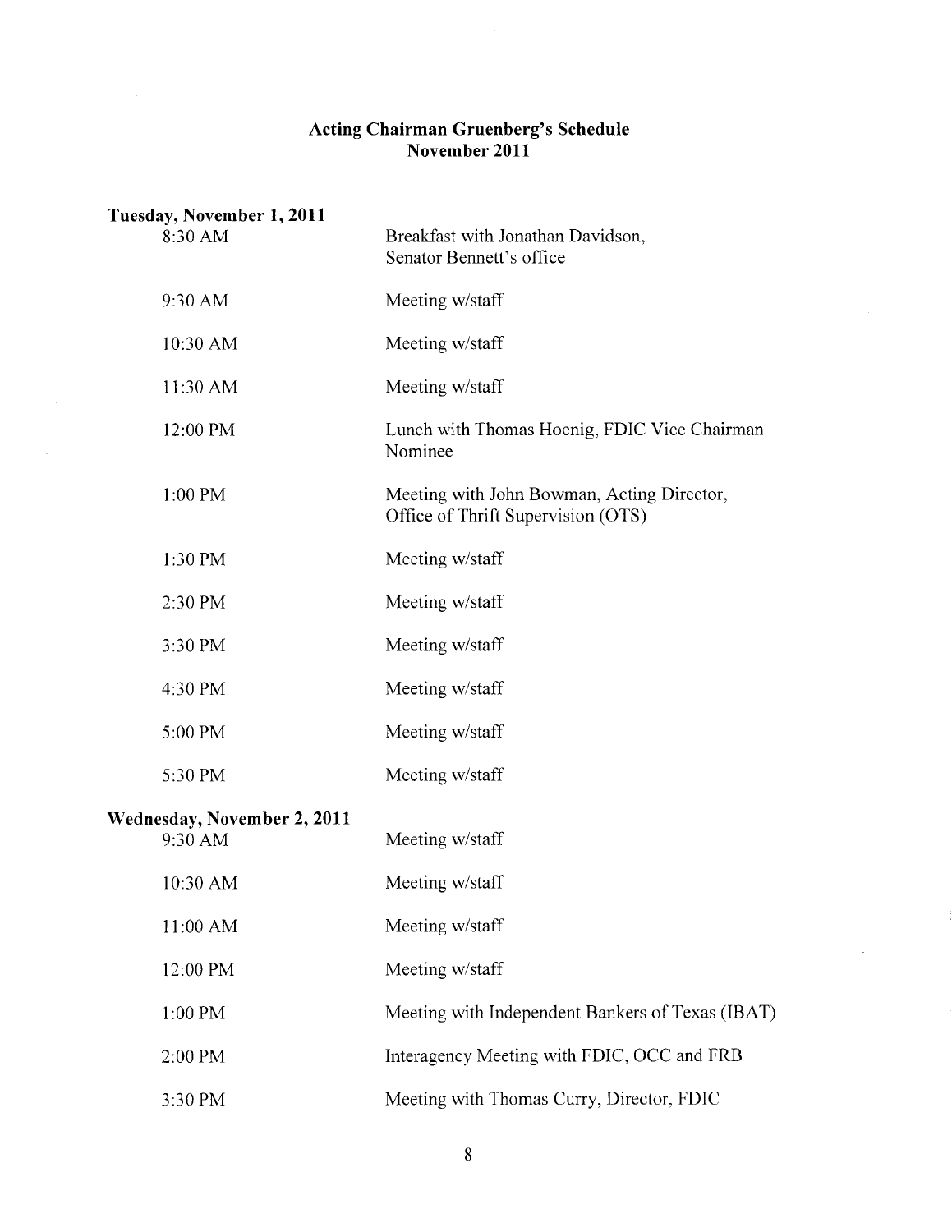# Acting Chairman Gruenberg's Schedule
## November 2011

**Tuesday, November 1, 2011**

| | |
|---|---|
| 8:30 AM | Breakfast with Jonathan Davidson, Senator Bennett's office |
| 9:30 AM | Meeting w/staff |
| 10:30 AM | Meeting w/staff |
| 11:30 AM | Meeting w/staff |
| 12:00 PM | Lunch with Thomas Hoenig, FDIC Vice Chairman Nominee |
| 1:00 PM | Meeting with John Bowman, Acting Director, Office of Thrift Supervision (OTS) |
| 1:30 PM | Meeting w/staff |
| 2:30 PM | Meeting w/staff |
| 3:30 PM | Meeting w/staff |
| 4:30 PM | Meeting w/staff |
| 5:00 PM | Meeting w/staff |
| 5:30 PM | Meeting w/staff |

**Wednesday, November 2, 2011**

| | |
|---|---|
| 9:30 AM | Meeting w/staff |
| 10:30 AM | Meeting w/staff |
| 11:00 AM | Meeting w/staff |
| 12:00 PM | Meeting w/staff |
| 1:00 PM | Meeting with Independent Bankers of Texas (IBAT) |
| 2:00 PM | Interagency Meeting with FDIC, OCC and FRB |
| 3:30 PM | Meeting with Thomas Curry, Director, FDIC |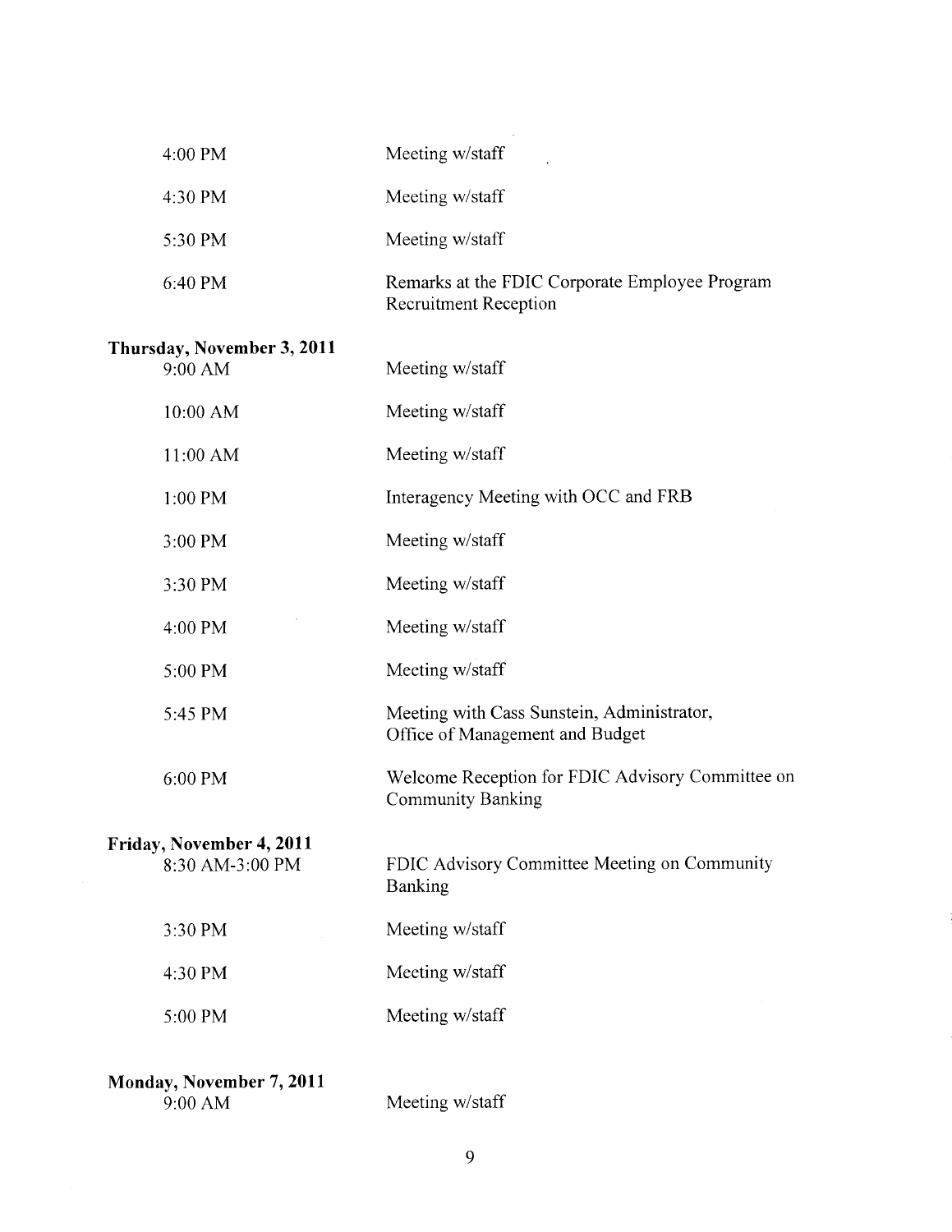| | |
|---|---|
| 4:00 PM | Meeting w/staff |
| 4:30 PM | Meeting w/staff |
| 5:30 PM | Meeting w/staff |
| 6:40 PM | Remarks at the FDIC Corporate Employee Program Recruitment Reception |

**Thursday, November 3, 2011**

| | |
|---|---|
| 9:00 AM | Meeting w/staff |
| 10:00 AM | Meeting w/staff |
| 11:00 AM | Meeting w/staff |
| 1:00 PM | Interagency Meeting with OCC and FRB |
| 3:00 PM | Meeting w/staff |
| 3:30 PM | Meeting w/staff |
| 4:00 PM | Meeting w/staff |
| 5:00 PM | Meeting w/staff |
| 5:45 PM | Meeting with Cass Sunstein, Administrator, Office of Management and Budget |
| 6:00 PM | Welcome Reception for FDIC Advisory Committee on Community Banking |

**Friday, November 4, 2011**

| | |
|---|---|
| 8:30 AM-3:00 PM | FDIC Advisory Committee Meeting on Community Banking |
| 3:30 PM | Meeting w/staff |
| 4:30 PM | Meeting w/staff |
| 5:00 PM | Meeting w/staff |

**Monday, November 7, 2011**

| | |
|---|---|
| 9:00 AM | Meeting w/staff |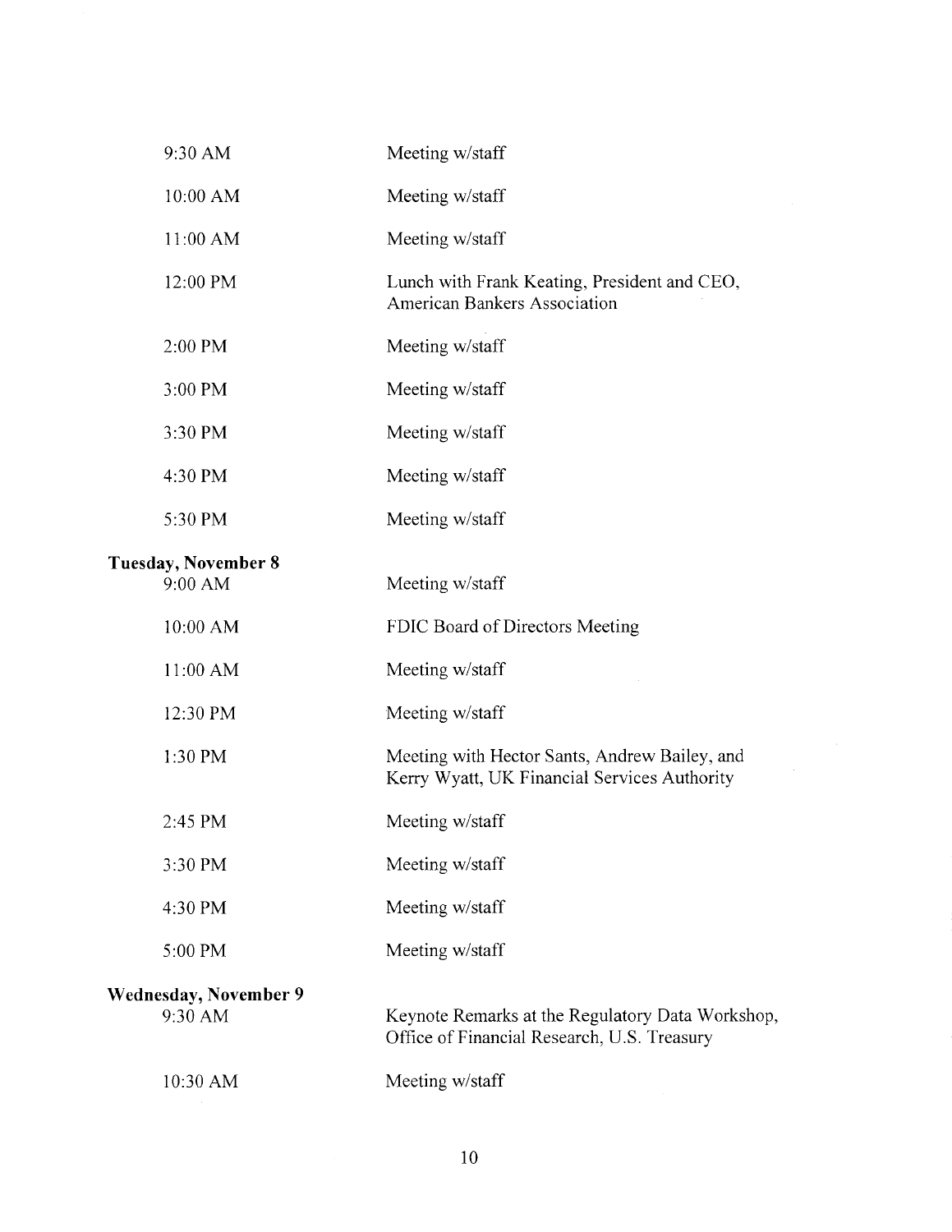| | |
|---|---|
| 9:30 AM | Meeting w/staff |
| 10:00 AM | Meeting w/staff |
| 11:00 AM | Meeting w/staff |
| 12:00 PM | Lunch with Frank Keating, President and CEO, American Bankers Association |
| 2:00 PM | Meeting w/staff |
| 3:00 PM | Meeting w/staff |
| 3:30 PM | Meeting w/staff |
| 4:30 PM | Meeting w/staff |
| 5:30 PM | Meeting w/staff |

**Tuesday, November 8**

| | |
|---|---|
| 9:00 AM | Meeting w/staff |
| 10:00 AM | FDIC Board of Directors Meeting |
| 11:00 AM | Meeting w/staff |
| 12:30 PM | Meeting w/staff |
| 1:30 PM | Meeting with Hector Sants, Andrew Bailey, and Kerry Wyatt, UK Financial Services Authority |
| 2:45 PM | Meeting w/staff |
| 3:30 PM | Meeting w/staff |
| 4:30 PM | Meeting w/staff |
| 5:00 PM | Meeting w/staff |

**Wednesday, November 9**

| | |
|---|---|
| 9:30 AM | Keynote Remarks at the Regulatory Data Workshop, Office of Financial Research, U.S. Treasury |
| 10:30 AM | Meeting w/staff |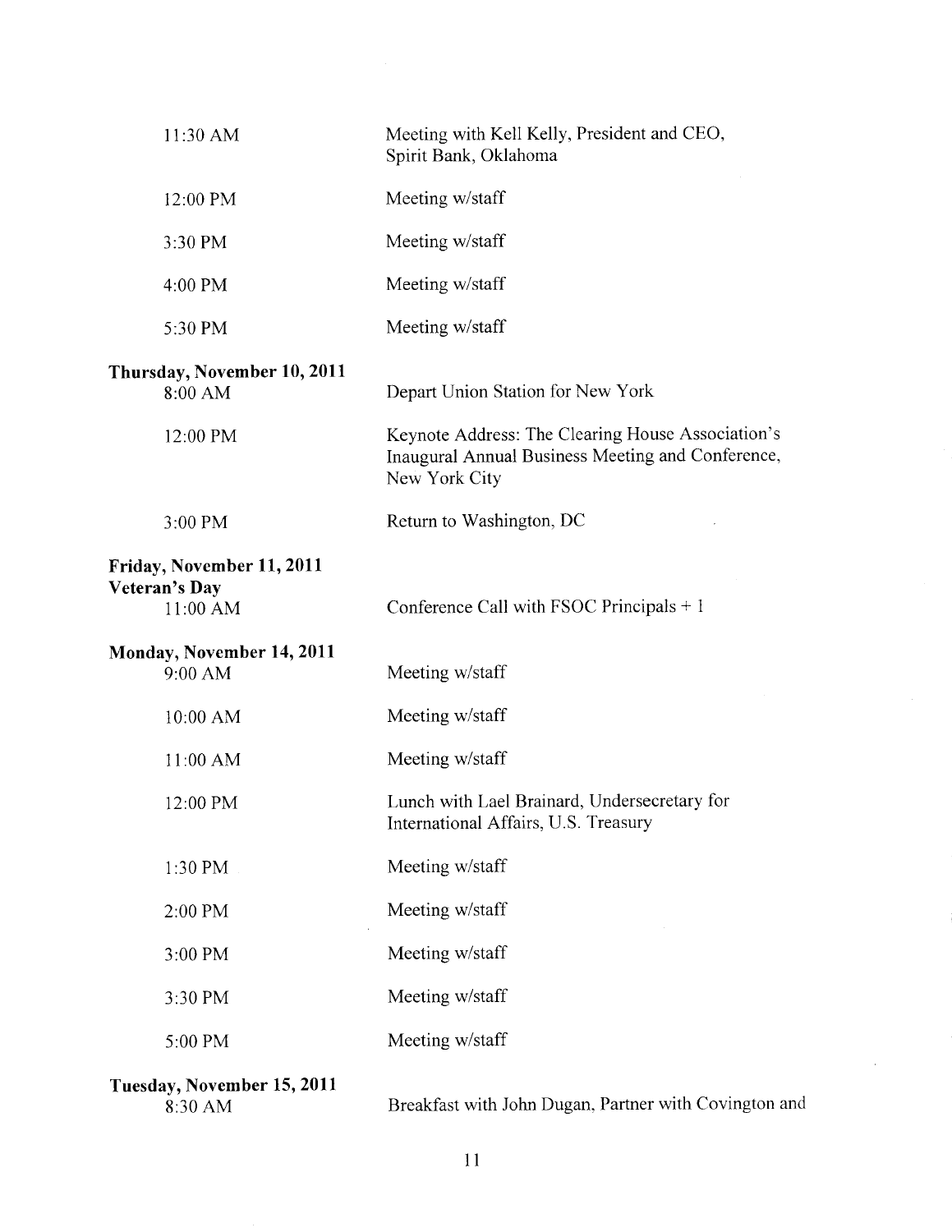| | |
|---|---|
| 11:30 AM | Meeting with Kell Kelly, President and CEO, Spirit Bank, Oklahoma |
| 12:00 PM | Meeting w/staff |
| 3:30 PM | Meeting w/staff |
| 4:00 PM | Meeting w/staff |
| 5:30 PM | Meeting w/staff |

**Thursday, November 10, 2011**

| | |
|---|---|
| 8:00 AM | Depart Union Station for New York |
| 12:00 PM | Keynote Address: The Clearing House Association's Inaugural Annual Business Meeting and Conference, New York City |
| 3:00 PM | Return to Washington, DC |

**Friday, November 11, 2011**
**Veteran's Day**

| | |
|---|---|
| 11:00 AM | Conference Call with FSOC Principals + 1 |

**Monday, November 14, 2011**

| | |
|---|---|
| 9:00 AM | Meeting w/staff |
| 10:00 AM | Meeting w/staff |
| 11:00 AM | Meeting w/staff |
| 12:00 PM | Lunch with Lael Brainard, Undersecretary for International Affairs, U.S. Treasury |
| 1:30 PM | Meeting w/staff |
| 2:00 PM | Meeting w/staff |
| 3:00 PM | Meeting w/staff |
| 3:30 PM | Meeting w/staff |
| 5:00 PM | Meeting w/staff |

**Tuesday, November 15, 2011**

| | |
|---|---|
| 8:30 AM | Breakfast with John Dugan, Partner with Covington and |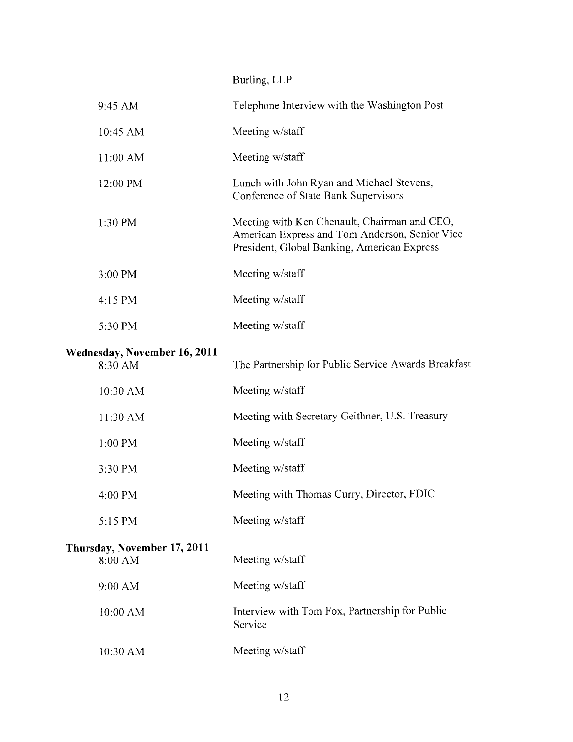Burling, LLP

| | |
|---|---|
| 9:45 AM | Telephone Interview with the Washington Post |
| 10:45 AM | Meeting w/staff |
| 11:00 AM | Meeting w/staff |
| 12:00 PM | Lunch with John Ryan and Michael Stevens, Conference of State Bank Supervisors |
| 1:30 PM | Meeting with Ken Chenault, Chairman and CEO, American Express and Tom Anderson, Senior Vice President, Global Banking, American Express |
| 3:00 PM | Meeting w/staff |
| 4:15 PM | Meeting w/staff |
| 5:30 PM | Meeting w/staff |

**Wednesday, November 16, 2011**

| | |
|---|---|
| 8:30 AM | The Partnership for Public Service Awards Breakfast |
| 10:30 AM | Meeting w/staff |
| 11:30 AM | Meeting with Secretary Geithner, U.S. Treasury |
| 1:00 PM | Meeting w/staff |
| 3:30 PM | Meeting w/staff |
| 4:00 PM | Meeting with Thomas Curry, Director, FDIC |
| 5:15 PM | Meeting w/staff |

**Thursday, November 17, 2011**

| | |
|---|---|
| 8:00 AM | Meeting w/staff |
| 9:00 AM | Meeting w/staff |
| 10:00 AM | Interview with Tom Fox, Partnership for Public Service |
| 10:30 AM | Meeting w/staff |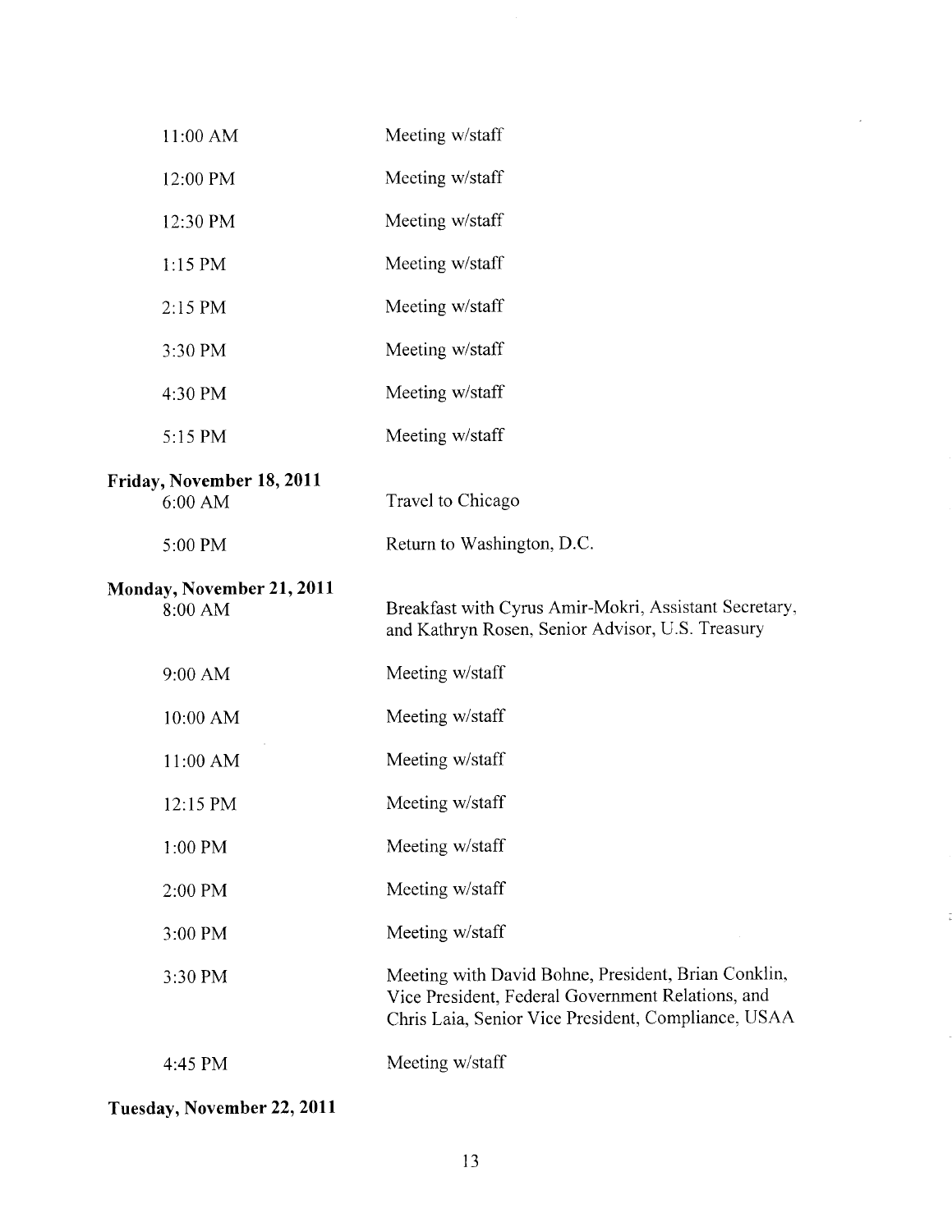| | |
|---|---|
| 11:00 AM | Meeting w/staff |
| 12:00 PM | Meeting w/staff |
| 12:30 PM | Meeting w/staff |
| 1:15 PM | Meeting w/staff |
| 2:15 PM | Meeting w/staff |
| 3:30 PM | Meeting w/staff |
| 4:30 PM | Meeting w/staff |
| 5:15 PM | Meeting w/staff |

**Friday, November 18, 2011**

| | |
|---|---|
| 6:00 AM | Travel to Chicago |
| 5:00 PM | Return to Washington, D.C. |

**Monday, November 21, 2011**

| | |
|---|---|
| 8:00 AM | Breakfast with Cyrus Amir-Mokri, Assistant Secretary, and Kathryn Rosen, Senior Advisor, U.S. Treasury |
| 9:00 AM | Meeting w/staff |
| 10:00 AM | Meeting w/staff |
| 11:00 AM | Meeting w/staff |
| 12:15 PM | Meeting w/staff |
| 1:00 PM | Meeting w/staff |
| 2:00 PM | Meeting w/staff |
| 3:00 PM | Meeting w/staff |
| 3:30 PM | Meeting with David Bohne, President, Brian Conklin, Vice President, Federal Government Relations, and Chris Laia, Senior Vice President, Compliance, USAA |
| 4:45 PM | Meeting w/staff |

**Tuesday, November 22, 2011**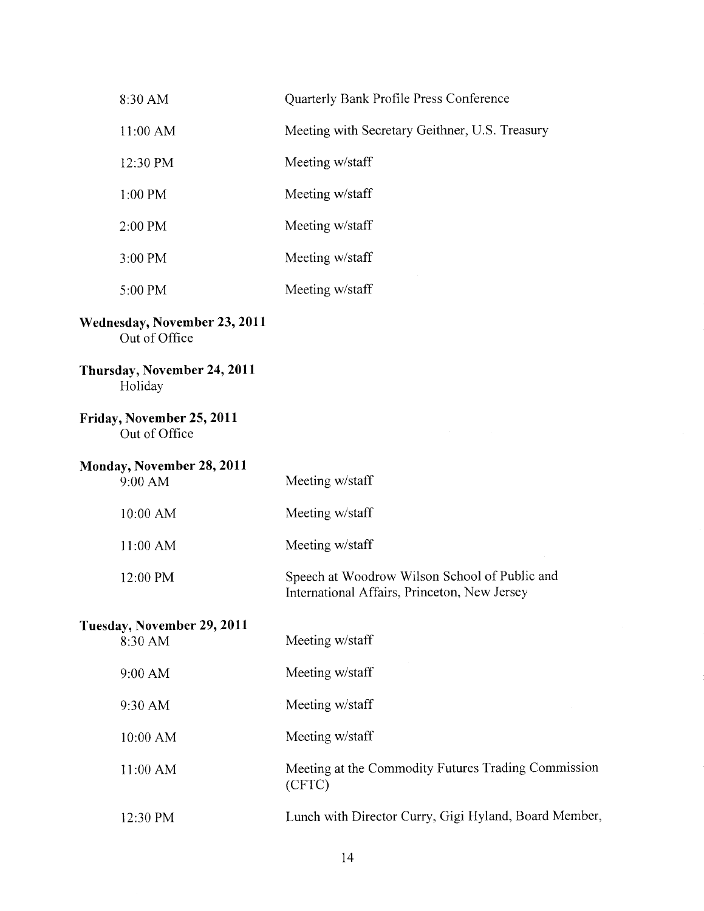| | |
|---|---|
| 8:30 AM | Quarterly Bank Profile Press Conference |
| 11:00 AM | Meeting with Secretary Geithner, U.S. Treasury |
| 12:30 PM | Meeting w/staff |
| 1:00 PM | Meeting w/staff |
| 2:00 PM | Meeting w/staff |
| 3:00 PM | Meeting w/staff |
| 5:00 PM | Meeting w/staff |

**Wednesday, November 23, 2011**
Out of Office

**Thursday, November 24, 2011**
Holiday

**Friday, November 25, 2011**
Out of Office

**Monday, November 28, 2011**

| | |
|---|---|
| 9:00 AM | Meeting w/staff |
| 10:00 AM | Meeting w/staff |
| 11:00 AM | Meeting w/staff |
| 12:00 PM | Speech at Woodrow Wilson School of Public and International Affairs, Princeton, New Jersey |

**Tuesday, November 29, 2011**

| | |
|---|---|
| 8:30 AM | Meeting w/staff |
| 9:00 AM | Meeting w/staff |
| 9:30 AM | Meeting w/staff |
| 10:00 AM | Meeting w/staff |
| 11:00 AM | Meeting at the Commodity Futures Trading Commission (CFTC) |
| 12:30 PM | Lunch with Director Curry, Gigi Hyland, Board Member, |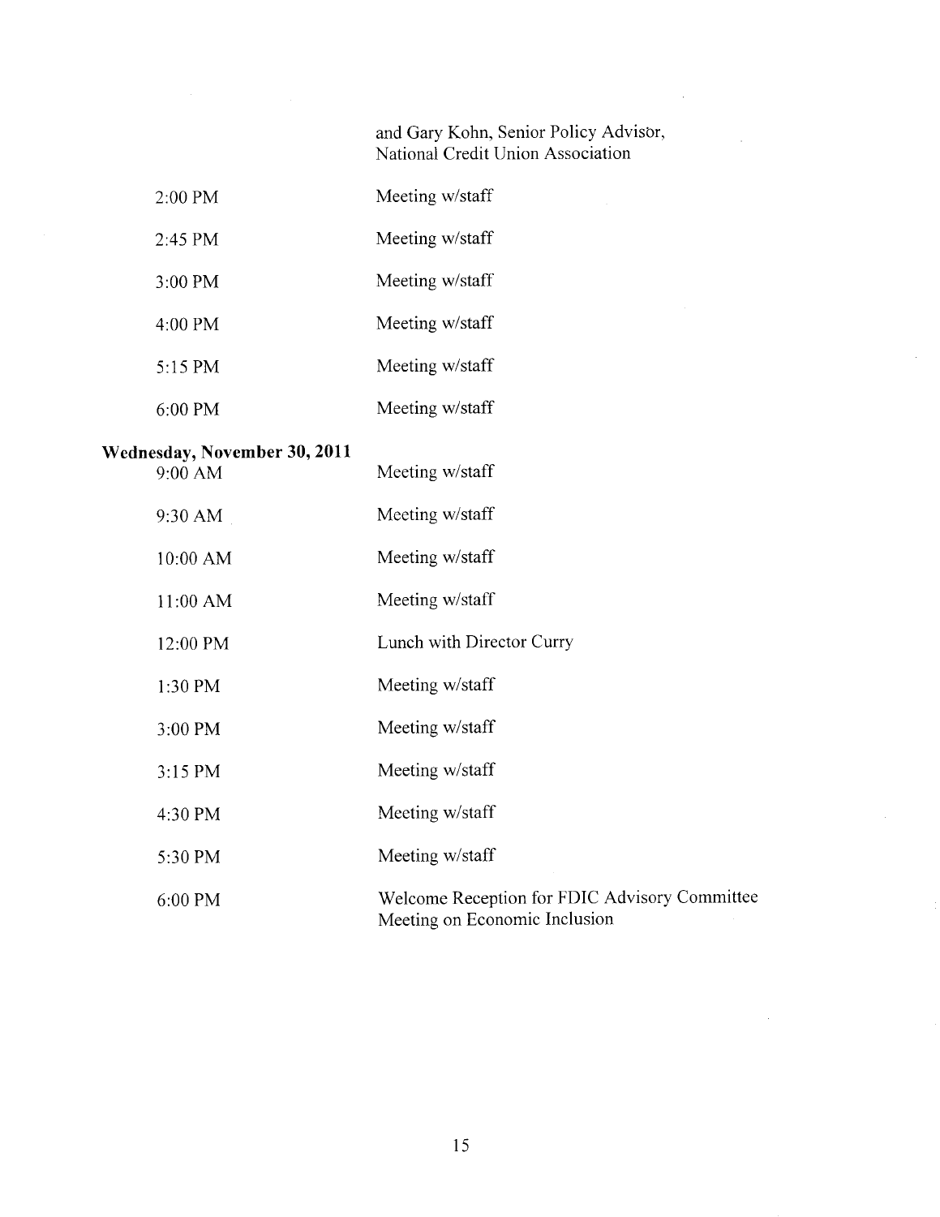and Gary Kohn, Senior Policy Advisor, National Credit Union Association

| | |
|---|---|
| 2:00 PM | Meeting w/staff |
| 2:45 PM | Meeting w/staff |
| 3:00 PM | Meeting w/staff |
| 4:00 PM | Meeting w/staff |
| 5:15 PM | Meeting w/staff |
| 6:00 PM | Meeting w/staff |

**Wednesday, November 30, 2011**

| | |
|---|---|
| 9:00 AM | Meeting w/staff |
| 9:30 AM | Meeting w/staff |
| 10:00 AM | Meeting w/staff |
| 11:00 AM | Meeting w/staff |
| 12:00 PM | Lunch with Director Curry |
| 1:30 PM | Meeting w/staff |
| 3:00 PM | Meeting w/staff |
| 3:15 PM | Meeting w/staff |
| 4:30 PM | Meeting w/staff |
| 5:30 PM | Meeting w/staff |
| 6:00 PM | Welcome Reception for FDIC Advisory Committee Meeting on Economic Inclusion |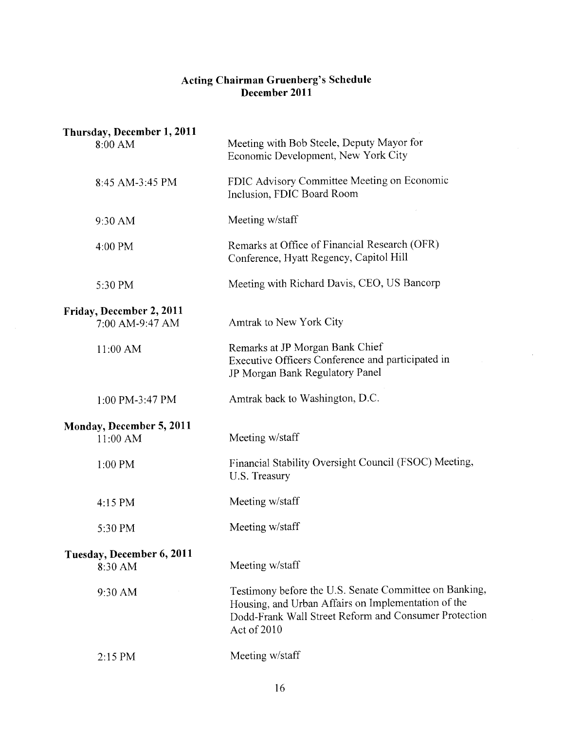# Acting Chairman Gruenberg's Schedule
## December 2011

**Thursday, December 1, 2011**

| | |
|---|---|
| 8:00 AM | Meeting with Bob Steele, Deputy Mayor for Economic Development, New York City |
| 8:45 AM-3:45 PM | FDIC Advisory Committee Meeting on Economic Inclusion, FDIC Board Room |
| 9:30 AM | Meeting w/staff |
| 4:00 PM | Remarks at Office of Financial Research (OFR) Conference, Hyatt Regency, Capitol Hill |
| 5:30 PM | Meeting with Richard Davis, CEO, US Bancorp |

**Friday, December 2, 2011**

| | |
|---|---|
| 7:00 AM-9:47 AM | Amtrak to New York City |
| 11:00 AM | Remarks at JP Morgan Bank Chief Executive Officers Conference and participated in JP Morgan Bank Regulatory Panel |
| 1:00 PM-3:47 PM | Amtrak back to Washington, D.C. |

**Monday, December 5, 2011**

| | |
|---|---|
| 11:00 AM | Meeting w/staff |
| 1:00 PM | Financial Stability Oversight Council (FSOC) Meeting, U.S. Treasury |
| 4:15 PM | Meeting w/staff |
| 5:30 PM | Meeting w/staff |

**Tuesday, December 6, 2011**

| | |
|---|---|
| 8:30 AM | Meeting w/staff |
| 9:30 AM | Testimony before the U.S. Senate Committee on Banking, Housing, and Urban Affairs on Implementation of the Dodd-Frank Wall Street Reform and Consumer Protection Act of 2010 |
| 2:15 PM | Meeting w/staff |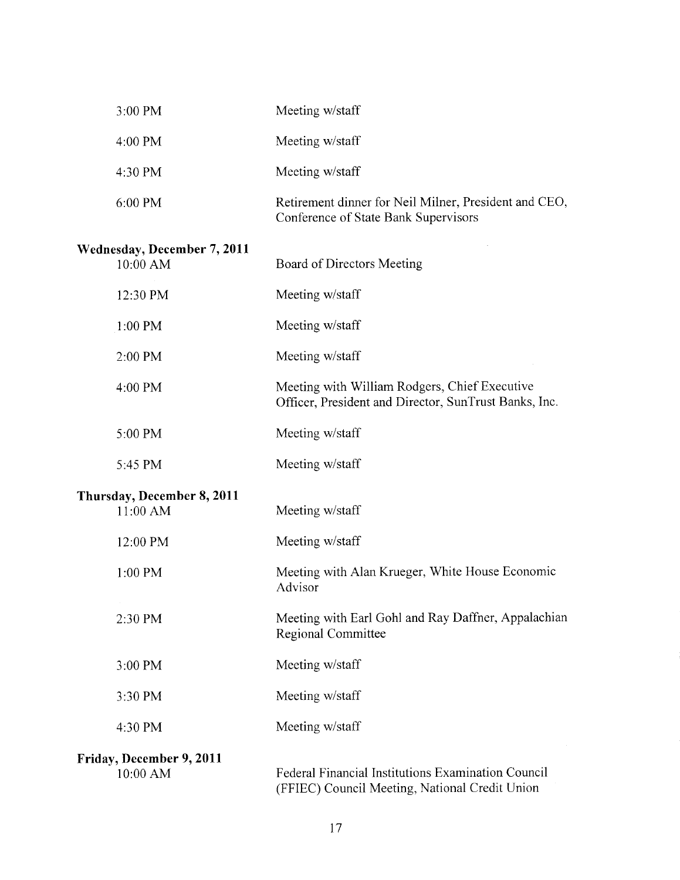| | |
|---|---|
| 3:00 PM | Meeting w/staff |
| 4:00 PM | Meeting w/staff |
| 4:30 PM | Meeting w/staff |
| 6:00 PM | Retirement dinner for Neil Milner, President and CEO, Conference of State Bank Supervisors |

**Wednesday, December 7, 2011**

| | |
|---|---|
| 10:00 AM | Board of Directors Meeting |
| 12:30 PM | Meeting w/staff |
| 1:00 PM | Meeting w/staff |
| 2:00 PM | Meeting w/staff |
| 4:00 PM | Meeting with William Rodgers, Chief Executive Officer, President and Director, SunTrust Banks, Inc. |
| 5:00 PM | Meeting w/staff |
| 5:45 PM | Meeting w/staff |

**Thursday, December 8, 2011**

| | |
|---|---|
| 11:00 AM | Meeting w/staff |
| 12:00 PM | Meeting w/staff |
| 1:00 PM | Meeting with Alan Krueger, White House Economic Advisor |
| 2:30 PM | Meeting with Earl Gohl and Ray Daffner, Appalachian Regional Committee |
| 3:00 PM | Meeting w/staff |
| 3:30 PM | Meeting w/staff |
| 4:30 PM | Meeting w/staff |

**Friday, December 9, 2011**

| | |
|---|---|
| 10:00 AM | Federal Financial Institutions Examination Council (FFIEC) Council Meeting, National Credit Union |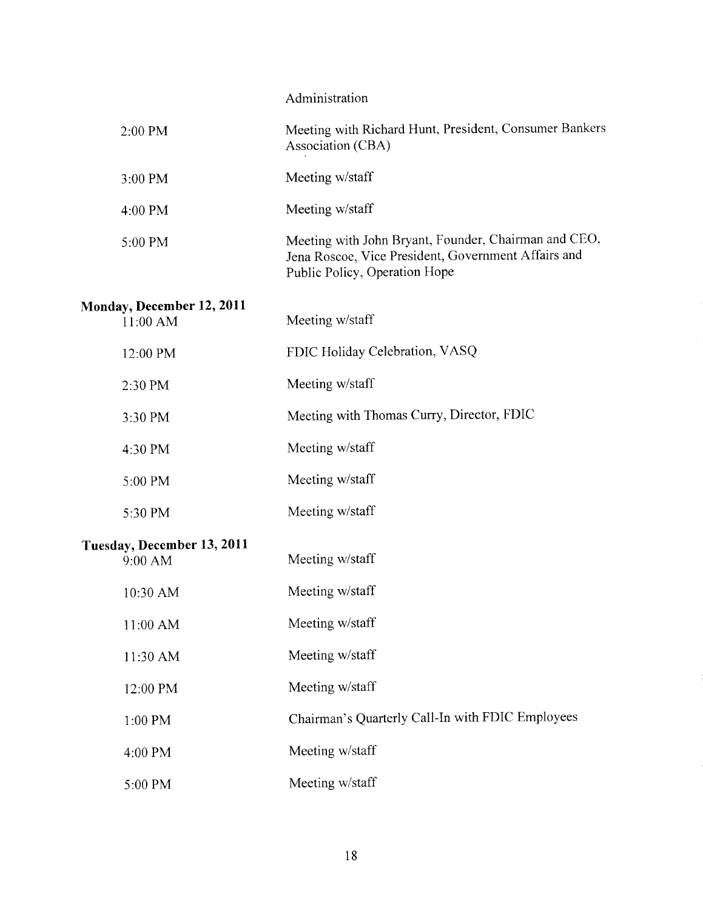| | |
|---|---|
| | Administration |
| 2:00 PM | Meeting with Richard Hunt, President, Consumer Bankers Association (CBA) |
| 3:00 PM | Meeting w/staff |
| 4:00 PM | Meeting w/staff |
| 5:00 PM | Meeting with John Bryant, Founder, Chairman and CEO, Jena Roscoe, Vice President, Government Affairs and Public Policy, Operation Hope |
| **Monday, December 12, 2011** | |
| 11:00 AM | Meeting w/staff |
| 12:00 PM | FDIC Holiday Celebration, VASQ |
| 2:30 PM | Meeting w/staff |
| 3:30 PM | Meeting with Thomas Curry, Director, FDIC |
| 4:30 PM | Meeting w/staff |
| 5:00 PM | Meeting w/staff |
| 5:30 PM | Meeting w/staff |
| **Tuesday, December 13, 2011** | |
| 9:00 AM | Meeting w/staff |
| 10:30 AM | Meeting w/staff |
| 11:00 AM | Meeting w/staff |
| 11:30 AM | Meeting w/staff |
| 12:00 PM | Meeting w/staff |
| 1:00 PM | Chairman's Quarterly Call-In with FDIC Employees |
| 4:00 PM | Meeting w/staff |
| 5:00 PM | Meeting w/staff |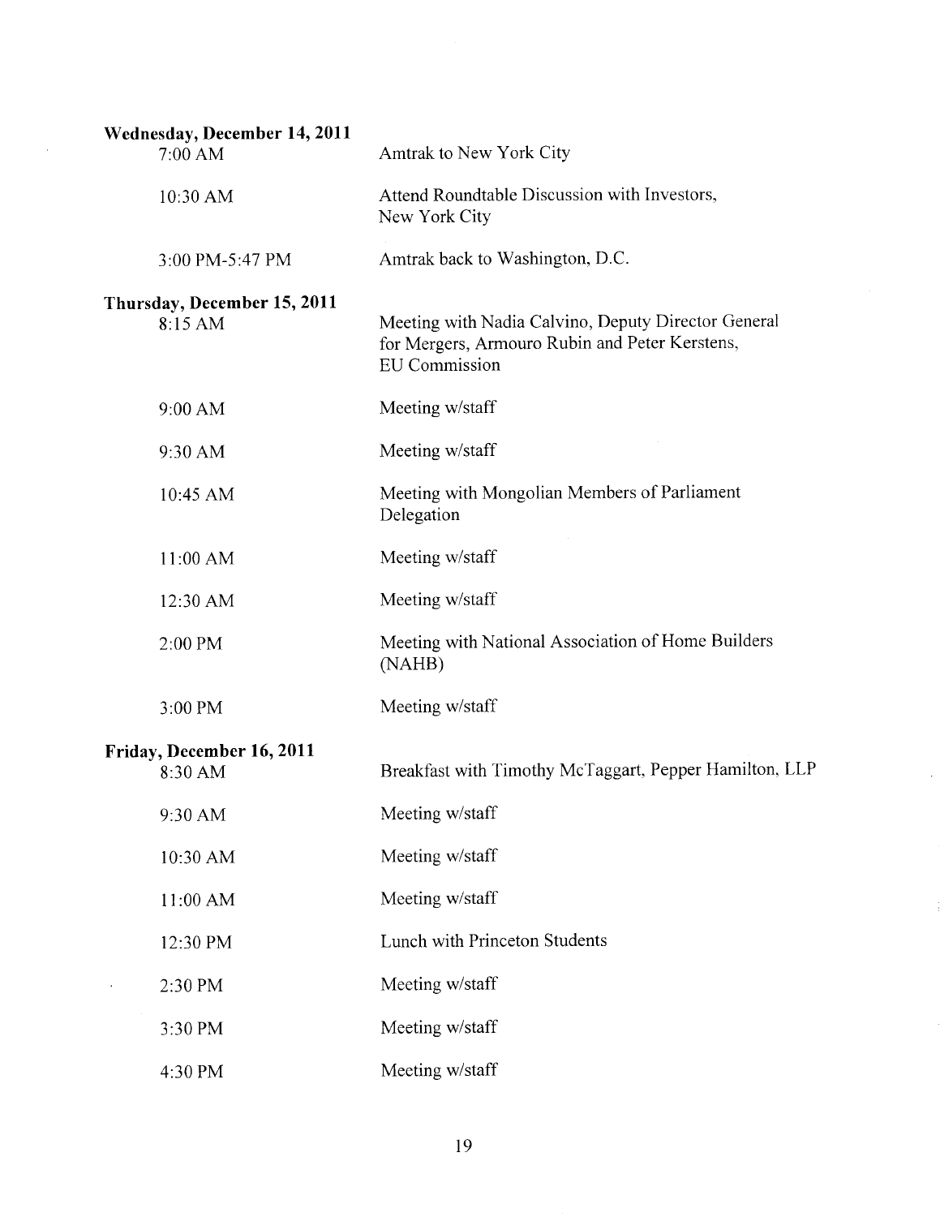**Wednesday, December 14, 2011**

| | |
|---|---|
| 7:00 AM | Amtrak to New York City |
| 10:30 AM | Attend Roundtable Discussion with Investors, New York City |
| 3:00 PM-5:47 PM | Amtrak back to Washington, D.C. |

**Thursday, December 15, 2011**

| | |
|---|---|
| 8:15 AM | Meeting with Nadia Calvino, Deputy Director General for Mergers, Armouro Rubin and Peter Kerstens, EU Commission |
| 9:00 AM | Meeting w/staff |
| 9:30 AM | Meeting w/staff |
| 10:45 AM | Meeting with Mongolian Members of Parliament Delegation |
| 11:00 AM | Meeting w/staff |
| 12:30 AM | Meeting w/staff |
| 2:00 PM | Meeting with National Association of Home Builders (NAHB) |
| 3:00 PM | Meeting w/staff |

**Friday, December 16, 2011**

| | |
|---|---|
| 8:30 AM | Breakfast with Timothy McTaggart, Pepper Hamilton, LLP |
| 9:30 AM | Meeting w/staff |
| 10:30 AM | Meeting w/staff |
| 11:00 AM | Meeting w/staff |
| 12:30 PM | Lunch with Princeton Students |
| 2:30 PM | Meeting w/staff |
| 3:30 PM | Meeting w/staff |
| 4:30 PM | Meeting w/staff |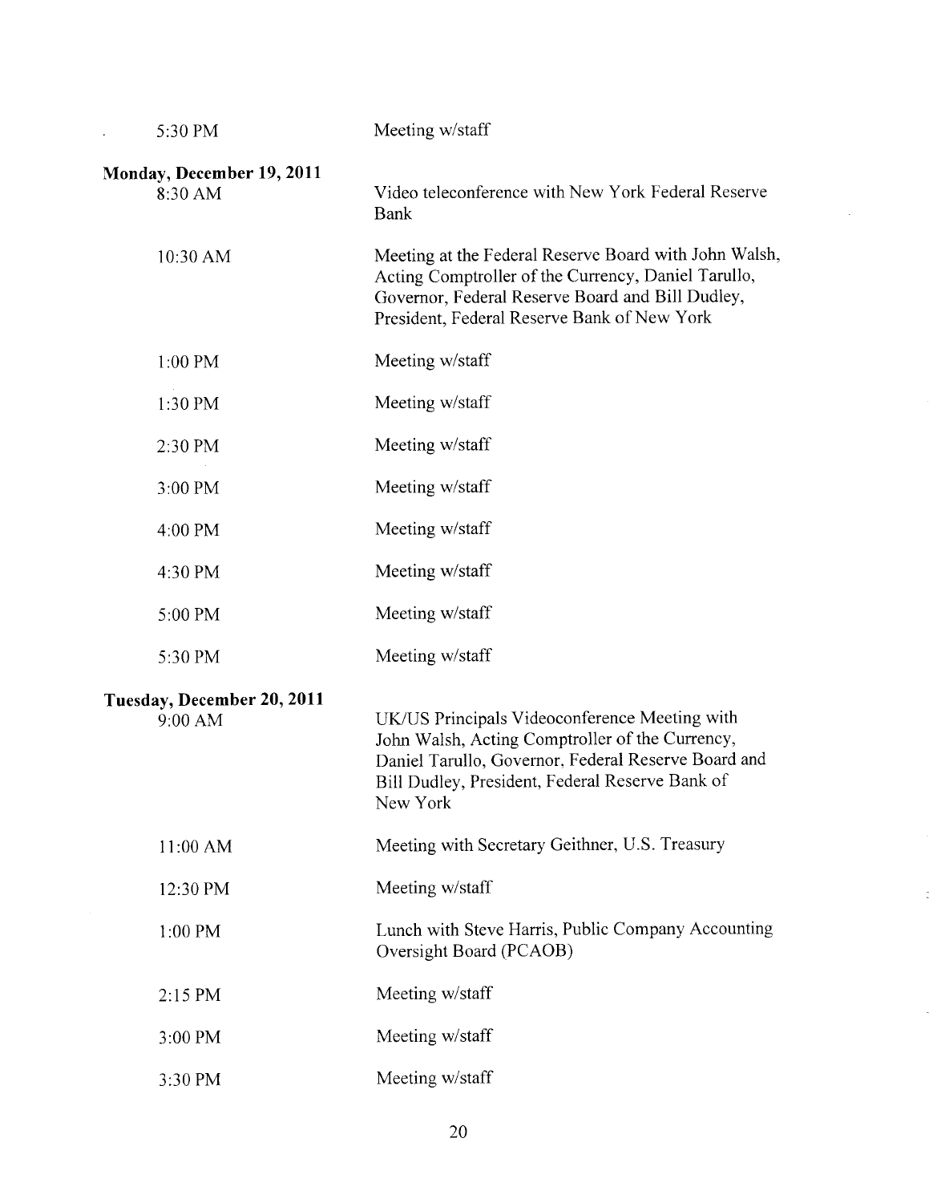| | |
|---|---|
| 5:30 PM | Meeting w/staff |

**Monday, December 19, 2011**

| | |
|---|---|
| 8:30 AM | Video teleconference with New York Federal Reserve Bank |
| 10:30 AM | Meeting at the Federal Reserve Board with John Walsh, Acting Comptroller of the Currency, Daniel Tarullo, Governor, Federal Reserve Board and Bill Dudley, President, Federal Reserve Bank of New York |
| 1:00 PM | Meeting w/staff |
| 1:30 PM | Meeting w/staff |
| 2:30 PM | Meeting w/staff |
| 3:00 PM | Meeting w/staff |
| 4:00 PM | Meeting w/staff |
| 4:30 PM | Meeting w/staff |
| 5:00 PM | Meeting w/staff |
| 5:30 PM | Meeting w/staff |

**Tuesday, December 20, 2011**

| | |
|---|---|
| 9:00 AM | UK/US Principals Videoconference Meeting with John Walsh, Acting Comptroller of the Currency, Daniel Tarullo, Governor, Federal Reserve Board and Bill Dudley, President, Federal Reserve Bank of New York |
| 11:00 AM | Meeting with Secretary Geithner, U.S. Treasury |
| 12:30 PM | Meeting w/staff |
| 1:00 PM | Lunch with Steve Harris, Public Company Accounting Oversight Board (PCAOB) |
| 2:15 PM | Meeting w/staff |
| 3:00 PM | Meeting w/staff |
| 3:30 PM | Meeting w/staff |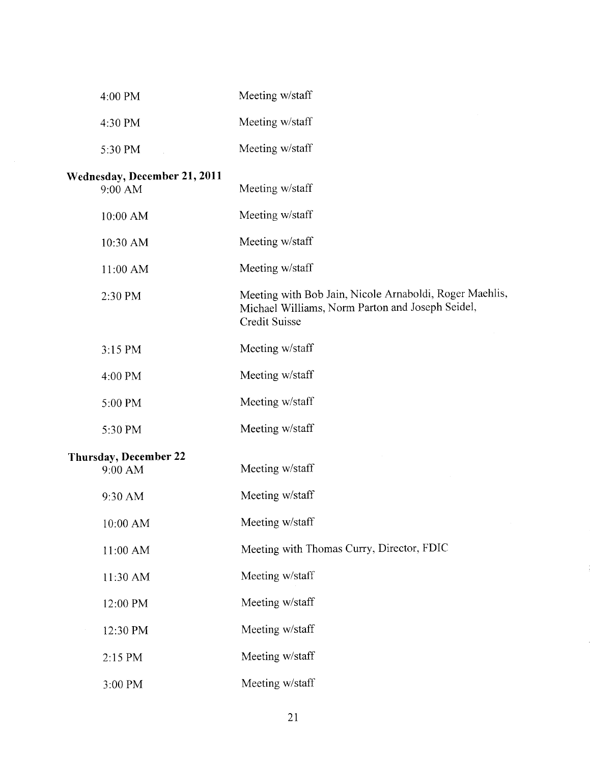| | |
|---|---|
| 4:00 PM | Meeting w/staff |
| 4:30 PM | Meeting w/staff |
| 5:30 PM | Meeting w/staff |

**Wednesday, December 21, 2011**

| | |
|---|---|
| 9:00 AM | Meeting w/staff |
| 10:00 AM | Meeting w/staff |
| 10:30 AM | Meeting w/staff |
| 11:00 AM | Meeting w/staff |
| 2:30 PM | Meeting with Bob Jain, Nicole Arnaboldi, Roger Maehlis, Michael Williams, Norm Parton and Joseph Seidel, Credit Suisse |
| 3:15 PM | Meeting w/staff |
| 4:00 PM | Meeting w/staff |
| 5:00 PM | Meeting w/staff |
| 5:30 PM | Meeting w/staff |

**Thursday, December 22**

| | |
|---|---|
| 9:00 AM | Meeting w/staff |
| 9:30 AM | Meeting w/staff |
| 10:00 AM | Meeting w/staff |
| 11:00 AM | Meeting with Thomas Curry, Director, FDIC |
| 11:30 AM | Meeting w/staff |
| 12:00 PM | Meeting w/staff |
| 12:30 PM | Meeting w/staff |
| 2:15 PM | Meeting w/staff |
| 3:00 PM | Meeting w/staff |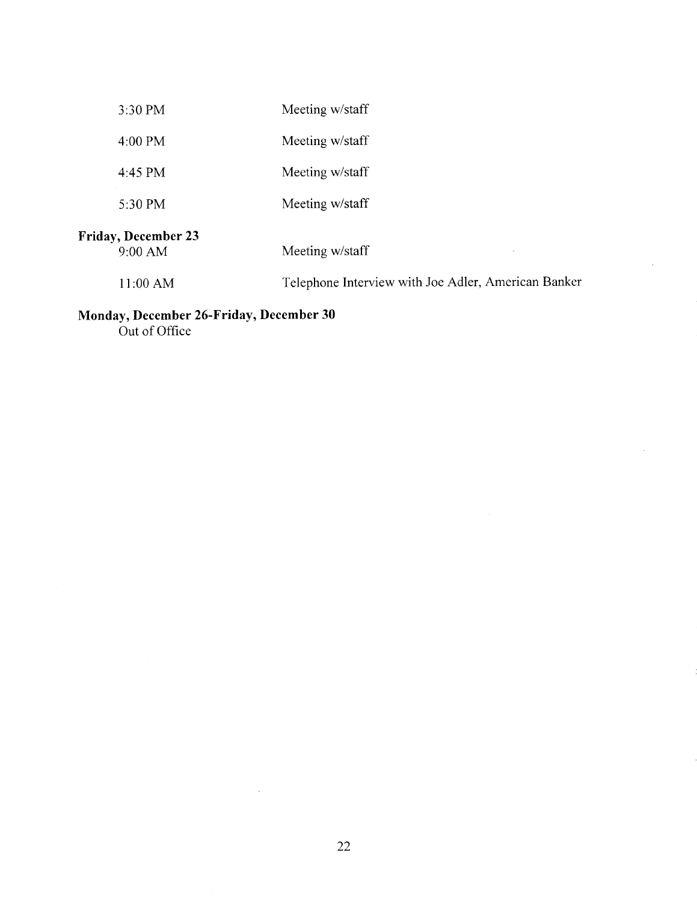| | |
|---|---|
| 3:30 PM | Meeting w/staff |
| 4:00 PM | Meeting w/staff |
| 4:45 PM | Meeting w/staff |
| 5:30 PM | Meeting w/staff |

**Friday, December 23**

| | |
|---|---|
| 9:00 AM | Meeting w/staff |
| 11:00 AM | Telephone Interview with Joe Adler, American Banker |

**Monday, December 26-Friday, December 30**

Out of Office